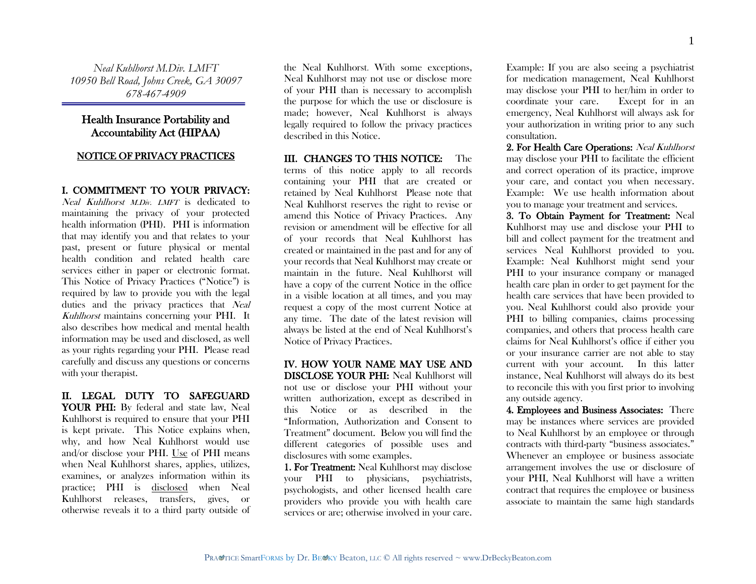*Neal Kuhlhorst M.Div. LMFT*
*10950 Bell Road, Johns Creek, GA 30097*
*678-467-4909*

## Health Insurance Portability and Accountability Act (HIPAA)

### NOTICE OF PRIVACY PRACTICES

**I. COMMITMENT TO YOUR PRIVACY:** *Neal Kuhlhorst M.Div. LMFT* is dedicated to maintaining the privacy of your protected health information (PHI). PHI is information that may identify you and that relates to your past, present or future physical or mental health condition and related health care services either in paper or electronic format. This Notice of Privacy Practices ("Notice") is required by law to provide you with the legal duties and the privacy practices that *Neal Kuhlhorst* maintains concerning your PHI. It also describes how medical and mental health information may be used and disclosed, as well as your rights regarding your PHI. Please read carefully and discuss any questions or concerns with your therapist.

**II. LEGAL DUTY TO SAFEGUARD YOUR PHI:** By federal and state law, Neal Kuhlhorst is required to ensure that your PHI is kept private. This Notice explains when, why, and how Neal Kuhlhorst would use and/or disclose your PHI. Use of PHI means when Neal Kuhlhorst shares, applies, utilizes, examines, or analyzes information within its practice; PHI is disclosed when Neal Kuhlhorst releases, transfers, gives, or otherwise reveals it to a third party outside of the Neal Kuhlhorst. With some exceptions, Neal Kuhlhorst may not use or disclose more of your PHI than is necessary to accomplish the purpose for which the use or disclosure is made; however, Neal Kuhlhorst is always legally required to follow the privacy practices described in this Notice.

**III. CHANGES TO THIS NOTICE:** The terms of this notice apply to all records containing your PHI that are created or retained by Neal Kuhlhorst Please note that Neal Kuhlhorst reserves the right to revise or amend this Notice of Privacy Practices. Any revision or amendment will be effective for all of your records that Neal Kuhlhorst has created or maintained in the past and for any of your records that Neal Kuhlhorst may create or maintain in the future. Neal Kuhlhorst will have a copy of the current Notice in the office in a visible location at all times, and you may request a copy of the most current Notice at any time. The date of the latest revision will always be listed at the end of Neal Kuhlhorst's Notice of Privacy Practices.

**IV. HOW YOUR NAME MAY USE AND DISCLOSE YOUR PHI:** Neal Kuhlhorst will not use or disclose your PHI without your written authorization, except as described in this Notice or as described in the "Information, Authorization and Consent to Treatment" document. Below you will find the different categories of possible uses and disclosures with some examples.

**1. For Treatment:** Neal Kuhlhorst may disclose your PHI to physicians, psychiatrists, psychologists, and other licensed health care providers who provide you with health care services or are; otherwise involved in your care. Example: If you are also seeing a psychiatrist for medication management, Neal Kuhlhorst may disclose your PHI to her/him in order to coordinate your care. Except for in an emergency, Neal Kuhlhorst will always ask for your authorization in writing prior to any such consultation.

**2. For Health Care Operations:** *Neal Kuhlhorst* may disclose your PHI to facilitate the efficient and correct operation of its practice, improve your care, and contact you when necessary. Example: We use health information about you to manage your treatment and services.

**3. To Obtain Payment for Treatment:** Neal Kuhlhorst may use and disclose your PHI to bill and collect payment for the treatment and services Neal Kuhlhorst provided to you. Example: Neal Kuhlhorst might send your PHI to your insurance company or managed health care plan in order to get payment for the health care services that have been provided to you. Neal Kuhlhorst could also provide your PHI to billing companies, claims processing companies, and others that process health care claims for Neal Kuhlhorst's office if either you or your insurance carrier are not able to stay current with your account. In this latter instance, Neal Kuhlhorst will always do its best to reconcile this with you first prior to involving any outside agency.

**4. Employees and Business Associates:** There may be instances where services are provided to Neal Kuhlhorst by an employee or through contracts with third-party "business associates." Whenever an employee or business associate arrangement involves the use or disclosure of your PHI, Neal Kuhlhorst will have a written contract that requires the employee or business associate to maintain the same high standards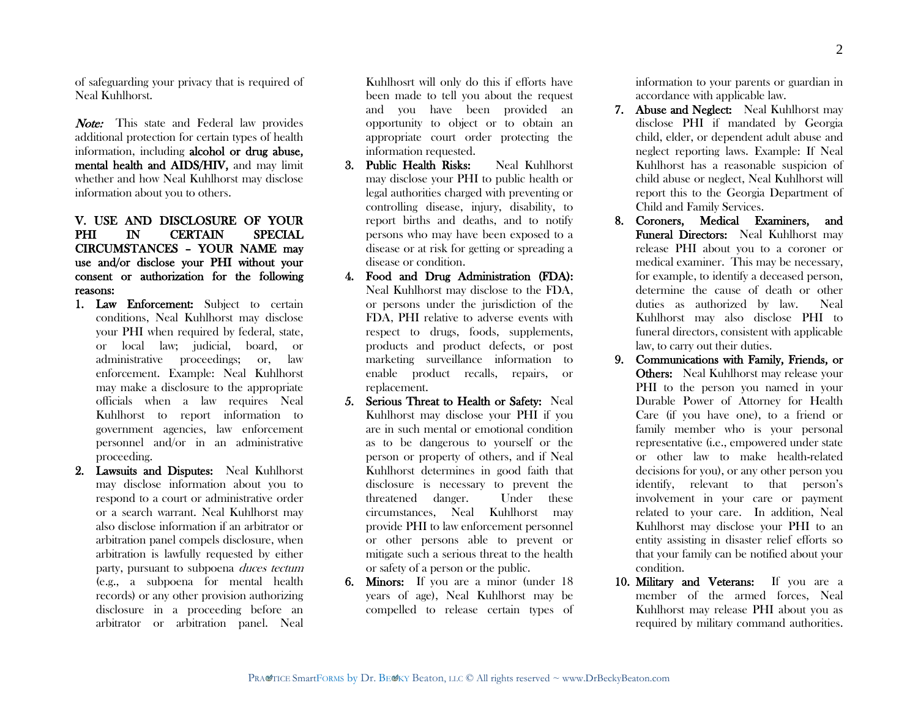of safeguarding your privacy that is required of Neal Kuhlhorst.

*Note:* This state and Federal law provides additional protection for certain types of health information, including **alcohol or drug abuse, mental health and AIDS/HIV,** and may limit whether and how Neal Kuhlhorst may disclose information about you to others.

**V. USE AND DISCLOSURE OF YOUR PHI IN CERTAIN SPECIAL CIRCUMSTANCES – YOUR NAME may use and/or disclose your PHI without your consent or authorization for the following reasons:**

1. **Law Enforcement:** Subject to certain conditions, Neal Kuhlhorst may disclose your PHI when required by federal, state, or local law; judicial, board, or administrative proceedings; or, law enforcement. Example: Neal Kuhlhorst may make a disclosure to the appropriate officials when a law requires Neal Kuhlhorst to report information to government agencies, law enforcement personnel and/or in an administrative proceeding.
2. **Lawsuits and Disputes:** Neal Kuhlhorst may disclose information about you to respond to a court or administrative order or a search warrant. Neal Kuhlhorst may also disclose information if an arbitrator or arbitration panel compels disclosure, when arbitration is lawfully requested by either party, pursuant to subpoena *duces tectum* (e.g., a subpoena for mental health records) or any other provision authorizing disclosure in a proceeding before an arbitrator or arbitration panel. Neal Kuhlhosrt will only do this if efforts have been made to tell you about the request and you have been provided an opportunity to object or to obtain an appropriate court order protecting the information requested.
3. **Public Health Risks:** Neal Kuhlhorst may disclose your PHI to public health or legal authorities charged with preventing or controlling disease, injury, disability, to report births and deaths, and to notify persons who may have been exposed to a disease or at risk for getting or spreading a disease or condition.
4. **Food and Drug Administration (FDA):** Neal Kuhlhorst may disclose to the FDA, or persons under the jurisdiction of the FDA, PHI relative to adverse events with respect to drugs, foods, supplements, products and product defects, or post marketing surveillance information to enable product recalls, repairs, or replacement.
5. **Serious Threat to Health or Safety:** Neal Kuhlhorst may disclose your PHI if you are in such mental or emotional condition as to be dangerous to yourself or the person or property of others, and if Neal Kuhlhorst determines in good faith that disclosure is necessary to prevent the threatened danger. Under these circumstances, Neal Kuhlhorst may provide PHI to law enforcement personnel or other persons able to prevent or mitigate such a serious threat to the health or safety of a person or the public.
6. **Minors:** If you are a minor (under 18 years of age), Neal Kuhlhorst may be compelled to release certain types of information to your parents or guardian in accordance with applicable law.
7. **Abuse and Neglect:** Neal Kuhlhorst may disclose PHI if mandated by Georgia child, elder, or dependent adult abuse and neglect reporting laws. Example: If Neal Kuhlhorst has a reasonable suspicion of child abuse or neglect, Neal Kuhlhorst will report this to the Georgia Department of Child and Family Services.
8. **Coroners, Medical Examiners, and Funeral Directors:** Neal Kuhlhorst may release PHI about you to a coroner or medical examiner. This may be necessary, for example, to identify a deceased person, determine the cause of death or other duties as authorized by law. Neal Kuhlhorst may also disclose PHI to funeral directors, consistent with applicable law, to carry out their duties.
9. **Communications with Family, Friends, or Others:** Neal Kuhlhorst may release your PHI to the person you named in your Durable Power of Attorney for Health Care (if you have one), to a friend or family member who is your personal representative (i.e., empowered under state or other law to make health-related decisions for you), or any other person you identify, relevant to that person's involvement in your care or payment related to your care. In addition, Neal Kuhlhorst may disclose your PHI to an entity assisting in disaster relief efforts so that your family can be notified about your condition.
10. **Military and Veterans:** If you are a member of the armed forces, Neal Kuhlhorst may release PHI about you as required by military command authorities.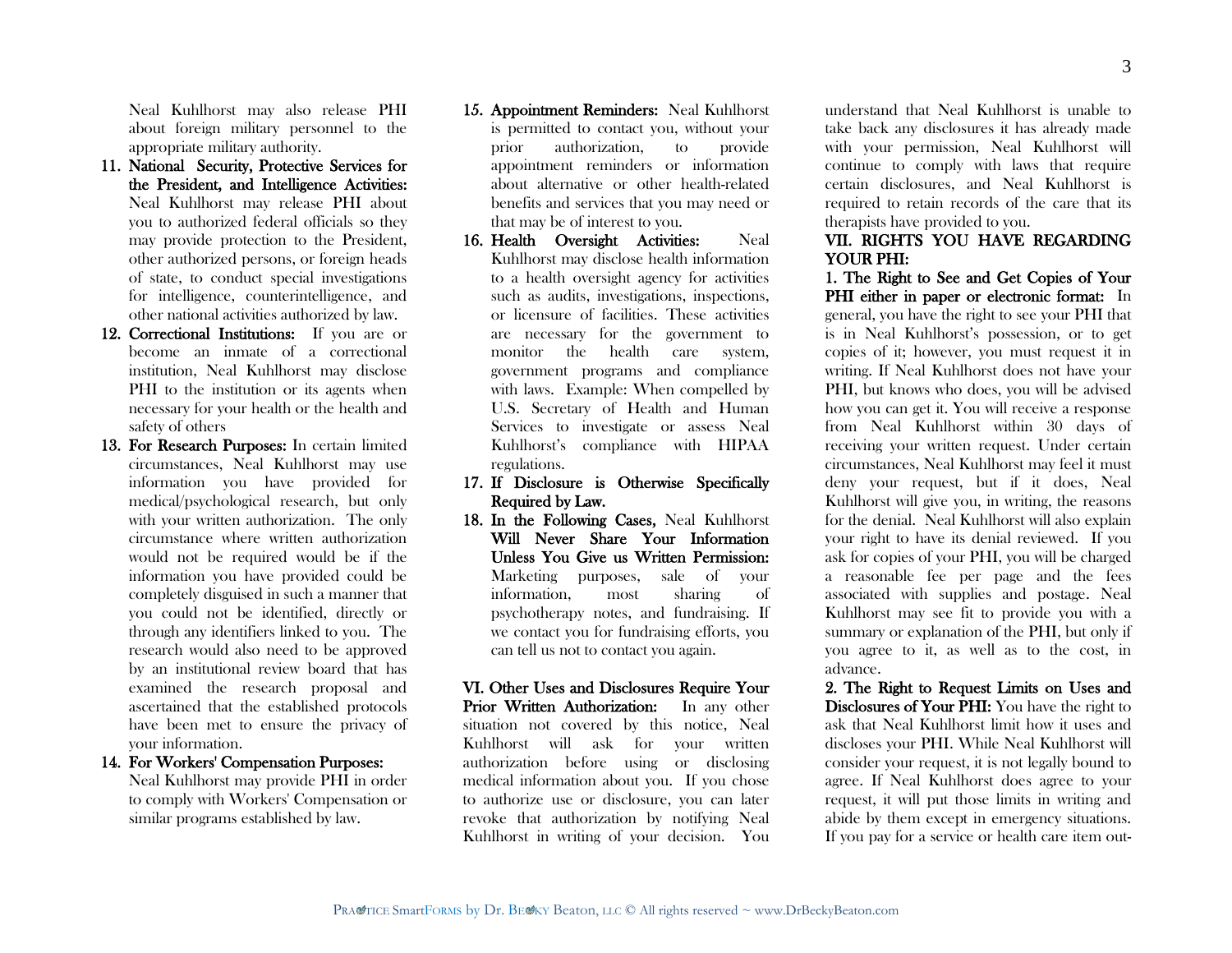Neal Kuhlhorst may also release PHI about foreign military personnel to the appropriate military authority.

11. **National Security, Protective Services for the President, and Intelligence Activities:** Neal Kuhlhorst may release PHI about you to authorized federal officials so they may provide protection to the President, other authorized persons, or foreign heads of state, to conduct special investigations for intelligence, counterintelligence, and other national activities authorized by law.
12. **Correctional Institutions:** If you are or become an inmate of a correctional institution, Neal Kuhlhorst may disclose PHI to the institution or its agents when necessary for your health or the health and safety of others
13. **For Research Purposes:** In certain limited circumstances, Neal Kuhlhorst may use information you have provided for medical/psychological research, but only with your written authorization. The only circumstance where written authorization would not be required would be if the information you have provided could be completely disguised in such a manner that you could not be identified, directly or through any identifiers linked to you. The research would also need to be approved by an institutional review board that has examined the research proposal and ascertained that the established protocols have been met to ensure the privacy of your information.
14. **For Workers' Compensation Purposes:** Neal Kuhlhorst may provide PHI in order to comply with Workers' Compensation or similar programs established by law.
15. **Appointment Reminders:** Neal Kuhlhorst is permitted to contact you, without your prior authorization, to provide appointment reminders or information about alternative or other health-related benefits and services that you may need or that may be of interest to you.
16. **Health Oversight Activities:** Neal Kuhlhorst may disclose health information to a health oversight agency for activities such as audits, investigations, inspections, or licensure of facilities. These activities are necessary for the government to monitor the health care system, government programs and compliance with laws. Example: When compelled by U.S. Secretary of Health and Human Services to investigate or assess Neal Kuhlhorst's compliance with HIPAA regulations.
17. **If Disclosure is Otherwise Specifically Required by Law.**
18. **In the Following Cases,** Neal Kuhlhorst **Will Never Share Your Information Unless You Give us Written Permission:** Marketing purposes, sale of your information, most sharing of psychotherapy notes, and fundraising. If we contact you for fundraising efforts, you can tell us not to contact you again.

**VI. Other Uses and Disclosures Require Your Prior Written Authorization:** In any other situation not covered by this notice, Neal Kuhlhorst will ask for your written authorization before using or disclosing medical information about you. If you chose to authorize use or disclosure, you can later revoke that authorization by notifying Neal Kuhlhorst in writing of your decision. You understand that Neal Kuhlhorst is unable to take back any disclosures it has already made with your permission, Neal Kuhlhorst will continue to comply with laws that require certain disclosures, and Neal Kuhlhorst is required to retain records of the care that its therapists have provided to you.

**VII. RIGHTS YOU HAVE REGARDING YOUR PHI:**

**1. The Right to See and Get Copies of Your PHI either in paper or electronic format:** In general, you have the right to see your PHI that is in Neal Kuhlhorst's possession, or to get copies of it; however, you must request it in writing. If Neal Kuhlhorst does not have your PHI, but knows who does, you will be advised how you can get it. You will receive a response from Neal Kuhlhorst within 30 days of receiving your written request. Under certain circumstances, Neal Kuhlhorst may feel it must deny your request, but if it does, Neal Kuhlhorst will give you, in writing, the reasons for the denial. Neal Kuhlhorst will also explain your right to have its denial reviewed. If you ask for copies of your PHI, you will be charged a reasonable fee per page and the fees associated with supplies and postage. Neal Kuhlhorst may see fit to provide you with a summary or explanation of the PHI, but only if you agree to it, as well as to the cost, in advance.

**2. The Right to Request Limits on Uses and Disclosures of Your PHI:** You have the right to ask that Neal Kuhlhorst limit how it uses and discloses your PHI. While Neal Kuhlhorst will consider your request, it is not legally bound to agree. If Neal Kuhlhorst does agree to your request, it will put those limits in writing and abide by them except in emergency situations. If you pay for a service or health care item out-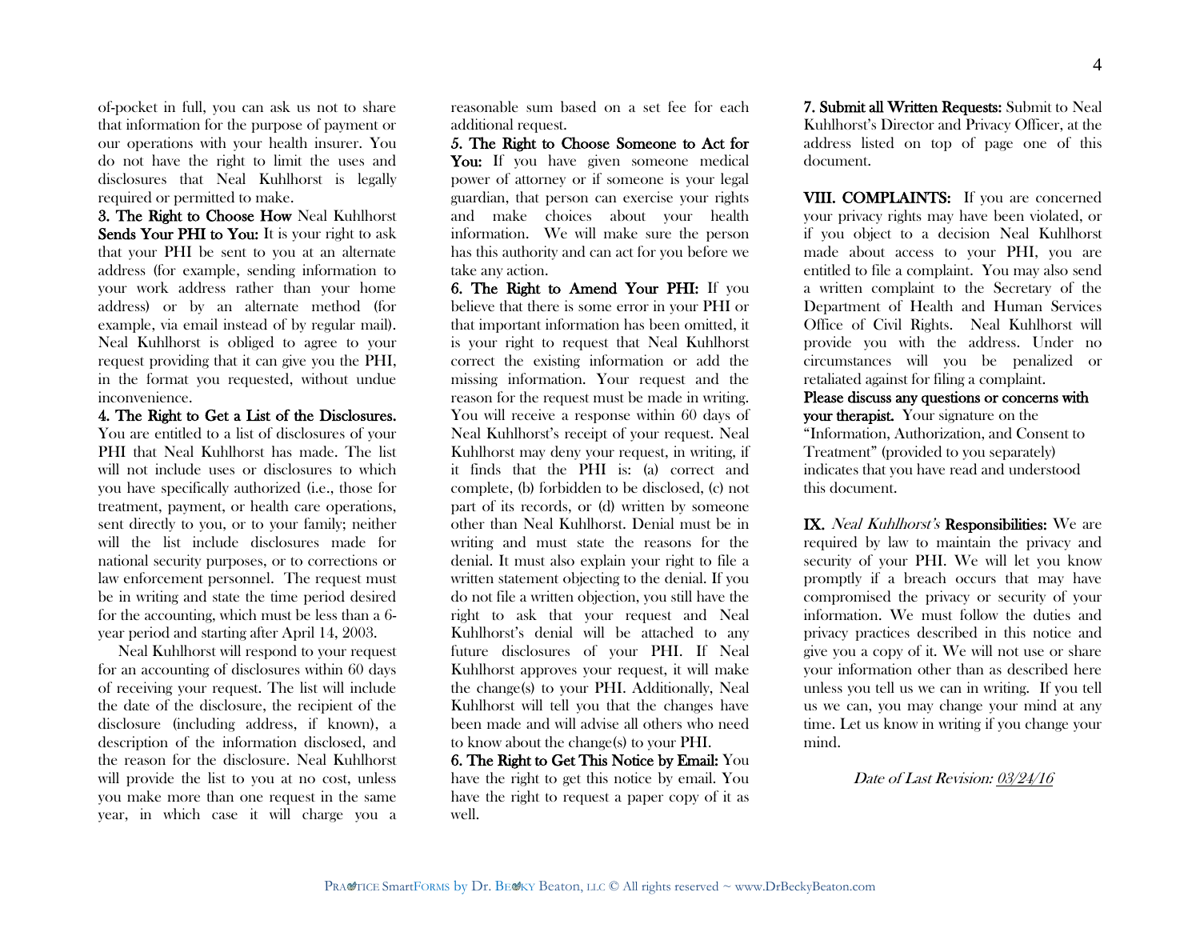of-pocket in full, you can ask us not to share that information for the purpose of payment or our operations with your health insurer. You do not have the right to limit the uses and disclosures that Neal Kuhlhorst is legally required or permitted to make.

**3. The Right to Choose How** Neal Kuhlhorst **Sends Your PHI to You:** It is your right to ask that your PHI be sent to you at an alternate address (for example, sending information to your work address rather than your home address) or by an alternate method (for example, via email instead of by regular mail). Neal Kuhlhorst is obliged to agree to your request providing that it can give you the PHI, in the format you requested, without undue inconvenience.

**4. The Right to Get a List of the Disclosures.** You are entitled to a list of disclosures of your PHI that Neal Kuhlhorst has made. The list will not include uses or disclosures to which you have specifically authorized (i.e., those for treatment, payment, or health care operations, sent directly to you, or to your family; neither will the list include disclosures made for national security purposes, or to corrections or law enforcement personnel. The request must be in writing and state the time period desired for the accounting, which must be less than a 6-year period and starting after April 14, 2003.

Neal Kuhlhorst will respond to your request for an accounting of disclosures within 60 days of receiving your request. The list will include the date of the disclosure, the recipient of the disclosure (including address, if known), a description of the information disclosed, and the reason for the disclosure. Neal Kuhlhorst will provide the list to you at no cost, unless you make more than one request in the same year, in which case it will charge you a reasonable sum based on a set fee for each additional request.

**5. The Right to Choose Someone to Act for You:** If you have given someone medical power of attorney or if someone is your legal guardian, that person can exercise your rights and make choices about your health information. We will make sure the person has this authority and can act for you before we take any action.

**6. The Right to Amend Your PHI:** If you believe that there is some error in your PHI or that important information has been omitted, it is your right to request that Neal Kuhlhorst correct the existing information or add the missing information. Your request and the reason for the request must be made in writing. You will receive a response within 60 days of Neal Kuhlhorst's receipt of your request. Neal Kuhlhorst may deny your request, in writing, if it finds that the PHI is: (a) correct and complete, (b) forbidden to be disclosed, (c) not part of its records, or (d) written by someone other than Neal Kuhlhorst. Denial must be in writing and must state the reasons for the denial. It must also explain your right to file a written statement objecting to the denial. If you do not file a written objection, you still have the right to ask that your request and Neal Kuhlhorst's denial will be attached to any future disclosures of your PHI. If Neal Kuhlhorst approves your request, it will make the change(s) to your PHI. Additionally, Neal Kuhlhorst will tell you that the changes have been made and will advise all others who need to know about the change(s) to your PHI.

**6. The Right to Get This Notice by Email:** You have the right to get this notice by email. You have the right to request a paper copy of it as well.

**7. Submit all Written Requests:** Submit to Neal Kuhlhorst's Director and Privacy Officer, at the address listed on top of page one of this document.

**VIII. COMPLAINTS:** If you are concerned your privacy rights may have been violated, or if you object to a decision Neal Kuhlhorst made about access to your PHI, you are entitled to file a complaint. You may also send a written complaint to the Secretary of the Department of Health and Human Services Office of Civil Rights. Neal Kuhlhorst will provide you with the address. Under no circumstances will you be penalized or retaliated against for filing a complaint.

**Please discuss any questions or concerns with your therapist.** Your signature on the "Information, Authorization, and Consent to Treatment" (provided to you separately) indicates that you have read and understood this document.

**IX.** *Neal Kuhlhorst's* **Responsibilities:** We are required by law to maintain the privacy and security of your PHI. We will let you know promptly if a breach occurs that may have compromised the privacy or security of your information. We must follow the duties and privacy practices described in this notice and give you a copy of it. We will not use or share your information other than as described here unless you tell us we can in writing. If you tell us we can, you may change your mind at any time. Let us know in writing if you change your mind.

*Date of Last Revision: 03/24/16*